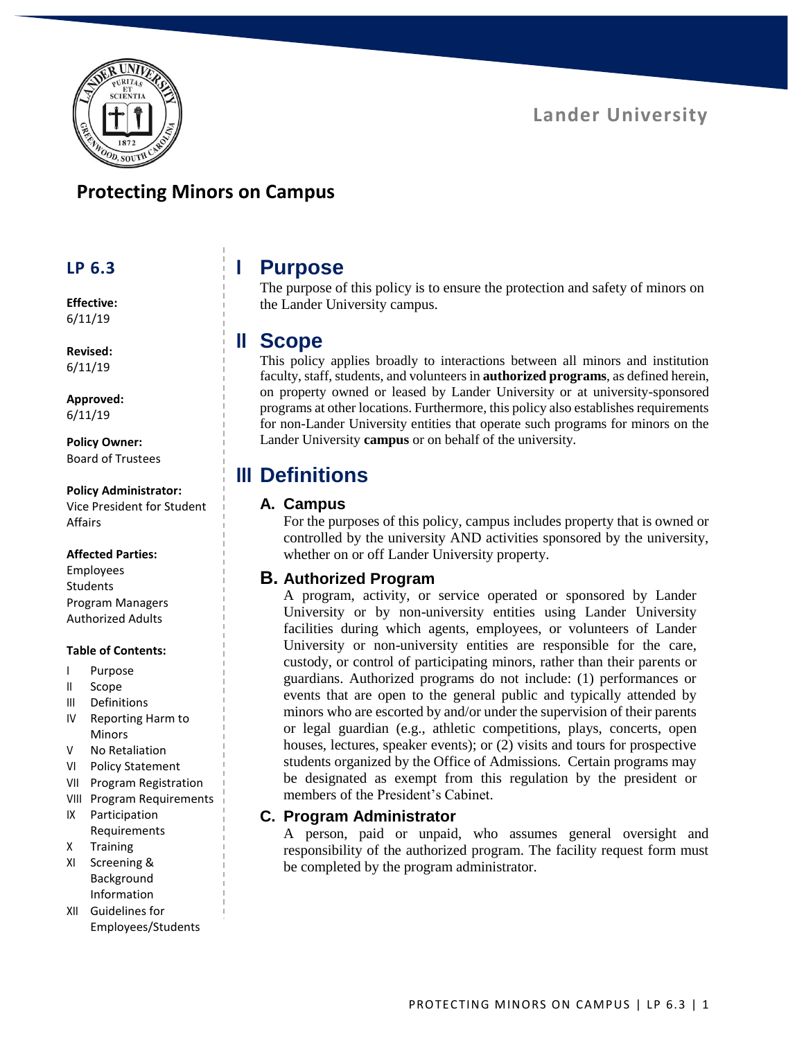Lander University

# Protecting Minors on Campus

**LP 6.3**

**Effective:**
6/11/19

**Revised:**
6/11/19

**Approved:**
6/11/19

**Policy Owner:**
Board of Trustees

**Policy Administrator:**
Vice President for Student Affairs

**Affected Parties:**
Employees
Students
Program Managers
Authorized Adults

**Table of Contents:**

- I Purpose
- II Scope
- III Definitions
- IV Reporting Harm to Minors
- V No Retaliation
- VI Policy Statement
- VII Program Registration
- VIII Program Requirements
- IX Participation Requirements
- X Training
- XI Screening & Background Information
- XII Guidelines for Employees/Students

## I Purpose

The purpose of this policy is to ensure the protection and safety of minors on the Lander University campus.

## II Scope

This policy applies broadly to interactions between all minors and institution faculty, staff, students, and volunteers in **authorized programs**, as defined herein, on property owned or leased by Lander University or at university-sponsored programs at other locations. Furthermore, this policy also establishes requirements for non-Lander University entities that operate such programs for minors on the Lander University **campus** or on behalf of the university.

## III Definitions

### A. Campus

For the purposes of this policy, campus includes property that is owned or controlled by the university AND activities sponsored by the university, whether on or off Lander University property.

### B. Authorized Program

A program, activity, or service operated or sponsored by Lander University or by non-university entities using Lander University facilities during which agents, employees, or volunteers of Lander University or non-university entities are responsible for the care, custody, or control of participating minors, rather than their parents or guardians. Authorized programs do not include: (1) performances or events that are open to the general public and typically attended by minors who are escorted by and/or under the supervision of their parents or legal guardian (e.g., athletic competitions, plays, concerts, open houses, lectures, speaker events); or (2) visits and tours for prospective students organized by the Office of Admissions. Certain programs may be designated as exempt from this regulation by the president or members of the President's Cabinet.

### C. Program Administrator

A person, paid or unpaid, who assumes general oversight and responsibility of the authorized program. The facility request form must be completed by the program administrator.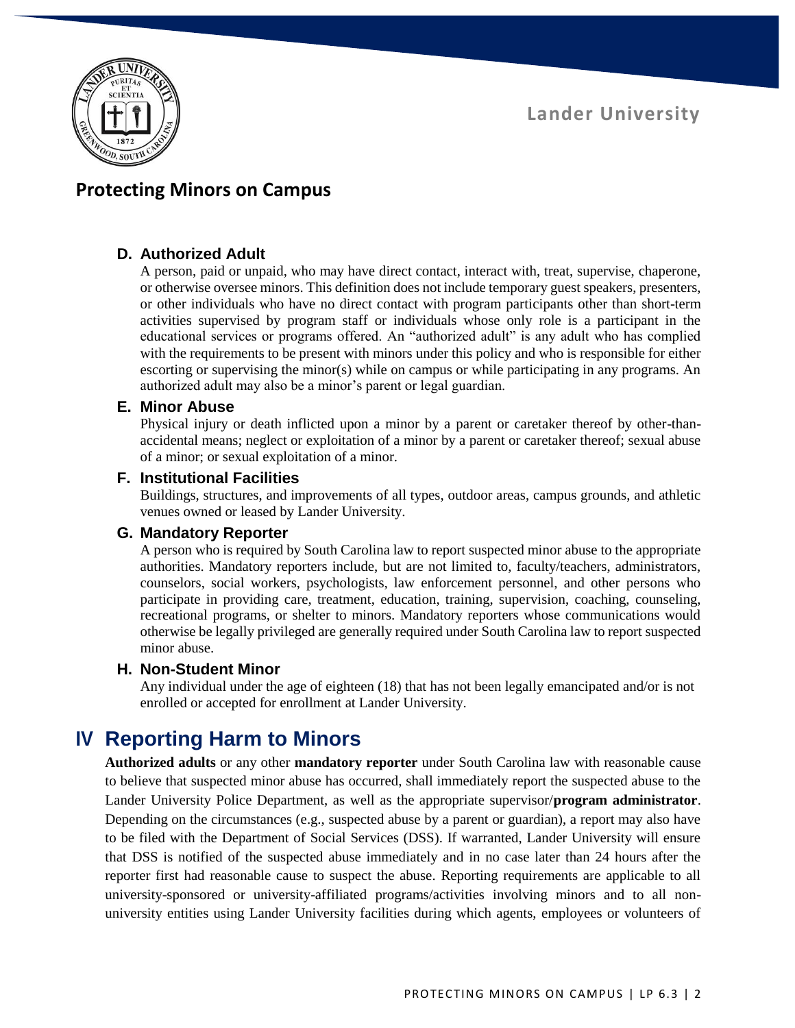### D. Authorized Adult

A person, paid or unpaid, who may have direct contact, interact with, treat, supervise, chaperone, or otherwise oversee minors. This definition does not include temporary guest speakers, presenters, or other individuals who have no direct contact with program participants other than short-term activities supervised by program staff or individuals whose only role is a participant in the educational services or programs offered. An "authorized adult" is any adult who has complied with the requirements to be present with minors under this policy and who is responsible for either escorting or supervising the minor(s) while on campus or while participating in any programs. An authorized adult may also be a minor's parent or legal guardian.

### E. Minor Abuse

Physical injury or death inflicted upon a minor by a parent or caretaker thereof by other-than-accidental means; neglect or exploitation of a minor by a parent or caretaker thereof; sexual abuse of a minor; or sexual exploitation of a minor.

### F. Institutional Facilities

Buildings, structures, and improvements of all types, outdoor areas, campus grounds, and athletic venues owned or leased by Lander University.

### G. Mandatory Reporter

A person who is required by South Carolina law to report suspected minor abuse to the appropriate authorities. Mandatory reporters include, but are not limited to, faculty/teachers, administrators, counselors, social workers, psychologists, law enforcement personnel, and other persons who participate in providing care, treatment, education, training, supervision, coaching, counseling, recreational programs, or shelter to minors. Mandatory reporters whose communications would otherwise be legally privileged are generally required under South Carolina law to report suspected minor abuse.

### H. Non-Student Minor

Any individual under the age of eighteen (18) that has not been legally emancipated and/or is not enrolled or accepted for enrollment at Lander University.

## IV Reporting Harm to Minors

**Authorized adults** or any other **mandatory reporter** under South Carolina law with reasonable cause to believe that suspected minor abuse has occurred, shall immediately report the suspected abuse to the Lander University Police Department, as well as the appropriate supervisor/**program administrator**. Depending on the circumstances (e.g., suspected abuse by a parent or guardian), a report may also have to be filed with the Department of Social Services (DSS). If warranted, Lander University will ensure that DSS is notified of the suspected abuse immediately and in no case later than 24 hours after the reporter first had reasonable cause to suspect the abuse. Reporting requirements are applicable to all university-sponsored or university-affiliated programs/activities involving minors and to all non-university entities using Lander University facilities during which agents, employees or volunteers of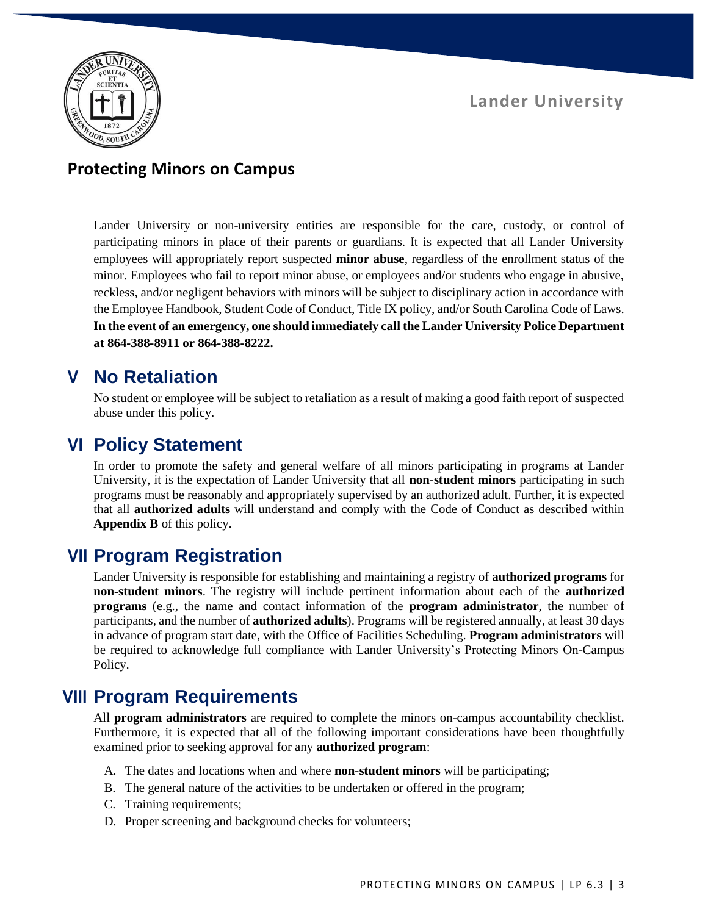## Protecting Minors on Campus

Lander University or non-university entities are responsible for the care, custody, or control of participating minors in place of their parents or guardians. It is expected that all Lander University employees will appropriately report suspected **minor abuse**, regardless of the enrollment status of the minor. Employees who fail to report minor abuse, or employees and/or students who engage in abusive, reckless, and/or negligent behaviors with minors will be subject to disciplinary action in accordance with the Employee Handbook, Student Code of Conduct, Title IX policy, and/or South Carolina Code of Laws. **In the event of an emergency, one should immediately call the Lander University Police Department at 864-388-8911 or 864-388-8222.**

# V No Retaliation

No student or employee will be subject to retaliation as a result of making a good faith report of suspected abuse under this policy.

# VI Policy Statement

In order to promote the safety and general welfare of all minors participating in programs at Lander University, it is the expectation of Lander University that all **non-student minors** participating in such programs must be reasonably and appropriately supervised by an authorized adult. Further, it is expected that all **authorized adults** will understand and comply with the Code of Conduct as described within **Appendix B** of this policy.

# VII Program Registration

Lander University is responsible for establishing and maintaining a registry of **authorized programs** for **non-student minors**. The registry will include pertinent information about each of the **authorized programs** (e.g., the name and contact information of the **program administrator**, the number of participants, and the number of **authorized adults**). Programs will be registered annually, at least 30 days in advance of program start date, with the Office of Facilities Scheduling. **Program administrators** will be required to acknowledge full compliance with Lander University's Protecting Minors On-Campus Policy.

# VIII Program Requirements

All **program administrators** are required to complete the minors on-campus accountability checklist. Furthermore, it is expected that all of the following important considerations have been thoughtfully examined prior to seeking approval for any **authorized program**:

A. The dates and locations when and where **non-student minors** will be participating;
B. The general nature of the activities to be undertaken or offered in the program;
C. Training requirements;
D. Proper screening and background checks for volunteers;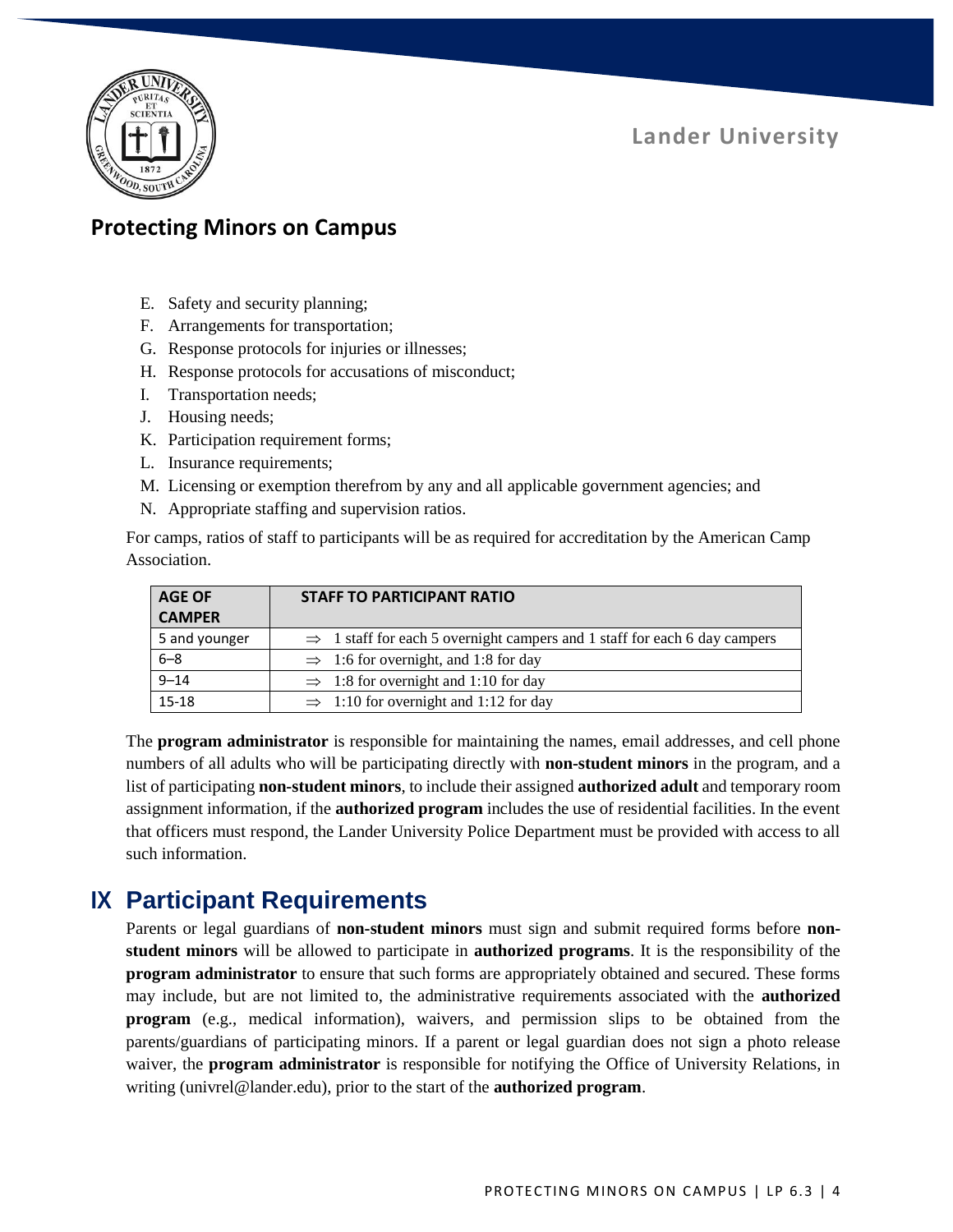E. Safety and security planning;
F. Arrangements for transportation;
G. Response protocols for injuries or illnesses;
H. Response protocols for accusations of misconduct;
I. Transportation needs;
J. Housing needs;
K. Participation requirement forms;
L. Insurance requirements;
M. Licensing or exemption therefrom by any and all applicable government agencies; and
N. Appropriate staffing and supervision ratios.

For camps, ratios of staff to participants will be as required for accreditation by the American Camp Association.

| AGE OF CAMPER | STAFF TO PARTICIPANT RATIO |
|---|---|
| 5 and younger | ⇒ 1 staff for each 5 overnight campers and 1 staff for each 6 day campers |
| 6–8 | ⇒ 1:6 for overnight, and 1:8 for day |
| 9–14 | ⇒ 1:8 for overnight and 1:10 for day |
| 15-18 | ⇒ 1:10 for overnight and 1:12 for day |

The **program administrator** is responsible for maintaining the names, email addresses, and cell phone numbers of all adults who will be participating directly with **non-student minors** in the program, and a list of participating **non-student minors**, to include their assigned **authorized adult** and temporary room assignment information, if the **authorized program** includes the use of residential facilities. In the event that officers must respond, the Lander University Police Department must be provided with access to all such information.

## IX Participant Requirements

Parents or legal guardians of **non-student minors** must sign and submit required forms before **non-student minors** will be allowed to participate in **authorized programs**. It is the responsibility of the **program administrator** to ensure that such forms are appropriately obtained and secured. These forms may include, but are not limited to, the administrative requirements associated with the **authorized program** (e.g., medical information), waivers, and permission slips to be obtained from the parents/guardians of participating minors. If a parent or legal guardian does not sign a photo release waiver, the **program administrator** is responsible for notifying the Office of University Relations, in writing (univrel@lander.edu), prior to the start of the **authorized program**.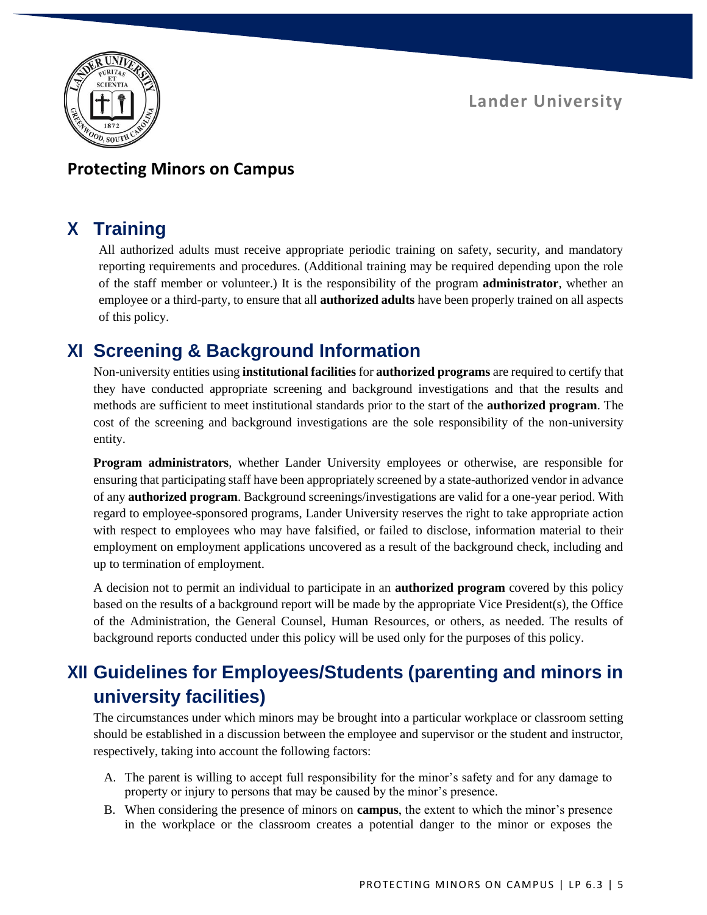## X Training

All authorized adults must receive appropriate periodic training on safety, security, and mandatory reporting requirements and procedures. (Additional training may be required depending upon the role of the staff member or volunteer.) It is the responsibility of the program **administrator**, whether an employee or a third-party, to ensure that all **authorized adults** have been properly trained on all aspects of this policy.

## XI Screening & Background Information

Non-university entities using **institutional facilities** for **authorized programs** are required to certify that they have conducted appropriate screening and background investigations and that the results and methods are sufficient to meet institutional standards prior to the start of the **authorized program**. The cost of the screening and background investigations are the sole responsibility of the non-university entity.

**Program administrators**, whether Lander University employees or otherwise, are responsible for ensuring that participating staff have been appropriately screened by a state-authorized vendor in advance of any **authorized program**. Background screenings/investigations are valid for a one-year period. With regard to employee-sponsored programs, Lander University reserves the right to take appropriate action with respect to employees who may have falsified, or failed to disclose, information material to their employment on employment applications uncovered as a result of the background check, including and up to termination of employment.

A decision not to permit an individual to participate in an **authorized program** covered by this policy based on the results of a background report will be made by the appropriate Vice President(s), the Office of the Administration, the General Counsel, Human Resources, or others, as needed. The results of background reports conducted under this policy will be used only for the purposes of this policy.

## XII Guidelines for Employees/Students (parenting and minors in university facilities)

The circumstances under which minors may be brought into a particular workplace or classroom setting should be established in a discussion between the employee and supervisor or the student and instructor, respectively, taking into account the following factors:

A. The parent is willing to accept full responsibility for the minor's safety and for any damage to property or injury to persons that may be caused by the minor's presence.
B. When considering the presence of minors on **campus**, the extent to which the minor's presence in the workplace or the classroom creates a potential danger to the minor or exposes the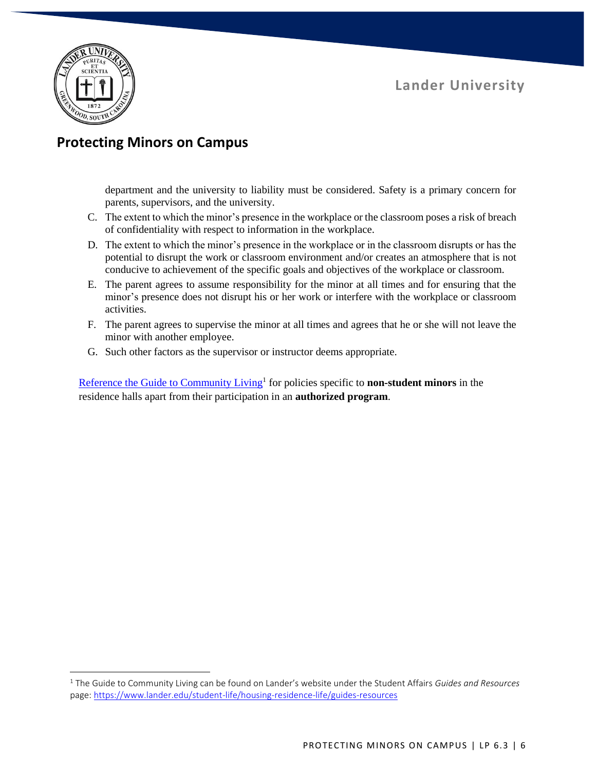department and the university to liability must be considered. Safety is a primary concern for parents, supervisors, and the university.

C. The extent to which the minor's presence in the workplace or the classroom poses a risk of breach of confidentiality with respect to information in the workplace.

D. The extent to which the minor's presence in the workplace or in the classroom disrupts or has the potential to disrupt the work or classroom environment and/or creates an atmosphere that is not conducive to achievement of the specific goals and objectives of the workplace or classroom.

E. The parent agrees to assume responsibility for the minor at all times and for ensuring that the minor's presence does not disrupt his or her work or interfere with the workplace or classroom activities.

F. The parent agrees to supervise the minor at all times and agrees that he or she will not leave the minor with another employee.

G. Such other factors as the supervisor or instructor deems appropriate.

Reference the Guide to Community Living[1] for policies specific to **non-student minors** in the residence halls apart from their participation in an **authorized program**.

[1] The Guide to Community Living can be found on Lander's website under the Student Affairs *Guides and Resources* page: https://www.lander.edu/student-life/housing-residence-life/guides-resources